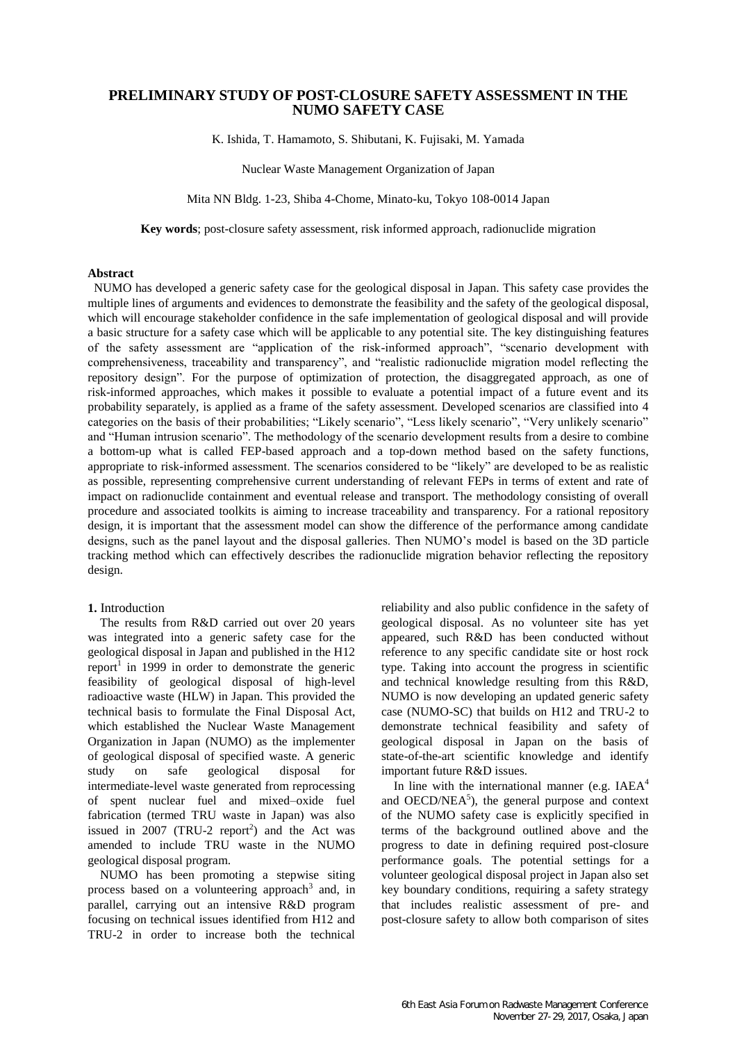# PRELIMINARY STUDY OF POST-CLOSURE SAFETY ASSESSMENT IN THE NUMO SAFETY CASE

K. Ishida, T. Hamamoto, S. Shibutani, K. Fujisaki, M. Yamada

Nuclear Waste Management Organization of Japan

Mita NN Bldg. 1-23, Shiba 4-Chome, Minato-ku, Tokyo 108-0014 Japan

**Key words**; post-closure safety assessment, risk informed approach, radionuclide migration

## Abstract

NUMO has developed a generic safety case for the geological disposal in Japan. This safety case provides the multiple lines of arguments and evidences to demonstrate the feasibility and the safety of the geological disposal, which will encourage stakeholder confidence in the safe implementation of geological disposal and will provide a basic structure for a safety case which will be applicable to any potential site. The key distinguishing features of the safety assessment are "application of the risk-informed approach", "scenario development with comprehensiveness, traceability and transparency", and "realistic radionuclide migration model reflecting the repository design". For the purpose of optimization of protection, the disaggregated approach, as one of risk-informed approaches, which makes it possible to evaluate a potential impact of a future event and its probability separately, is applied as a frame of the safety assessment. Developed scenarios are classified into 4 categories on the basis of their probabilities; "Likely scenario", "Less likely scenario", "Very unlikely scenario" and "Human intrusion scenario". The methodology of the scenario development results from a desire to combine a bottom-up what is called FEP-based approach and a top-down method based on the safety functions, appropriate to risk-informed assessment. The scenarios considered to be "likely" are developed to be as realistic as possible, representing comprehensive current understanding of relevant FEPs in terms of extent and rate of impact on radionuclide containment and eventual release and transport. The methodology consisting of overall procedure and associated toolkits is aiming to increase traceability and transparency. For a rational repository design, it is important that the assessment model can show the difference of the performance among candidate designs, such as the panel layout and the disposal galleries. Then NUMO's model is based on the 3D particle tracking method which can effectively describes the radionuclide migration behavior reflecting the repository design.

## 1. Introduction

The results from R&D carried out over 20 years was integrated into a generic safety case for the geological disposal in Japan and published in the H12 report[1] in 1999 in order to demonstrate the generic feasibility of geological disposal of high-level radioactive waste (HLW) in Japan. This provided the technical basis to formulate the Final Disposal Act, which established the Nuclear Waste Management Organization in Japan (NUMO) as the implementer of geological disposal of specified waste. A generic study on safe geological disposal for intermediate-level waste generated from reprocessing of spent nuclear fuel and mixed–oxide fuel fabrication (termed TRU waste in Japan) was also issued in 2007 (TRU-2 report[2]) and the Act was amended to include TRU waste in the NUMO geological disposal program.

NUMO has been promoting a stepwise siting process based on a volunteering approach[3] and, in parallel, carrying out an intensive R&D program focusing on technical issues identified from H12 and TRU-2 in order to increase both the technical reliability and also public confidence in the safety of geological disposal. As no volunteer site has yet appeared, such R&D has been conducted without reference to any specific candidate site or host rock type. Taking into account the progress in scientific and technical knowledge resulting from this R&D, NUMO is now developing an updated generic safety case (NUMO-SC) that builds on H12 and TRU-2 to demonstrate technical feasibility and safety of geological disposal in Japan on the basis of state-of-the-art scientific knowledge and identify important future R&D issues.

In line with the international manner (e.g. IAEA[4] and OECD/NEA[5]), the general purpose and context of the NUMO safety case is explicitly specified in terms of the background outlined above and the progress to date in defining required post-closure performance goals. The potential settings for a volunteer geological disposal project in Japan also set key boundary conditions, requiring a safety strategy that includes realistic assessment of pre- and post-closure safety to allow both comparison of sites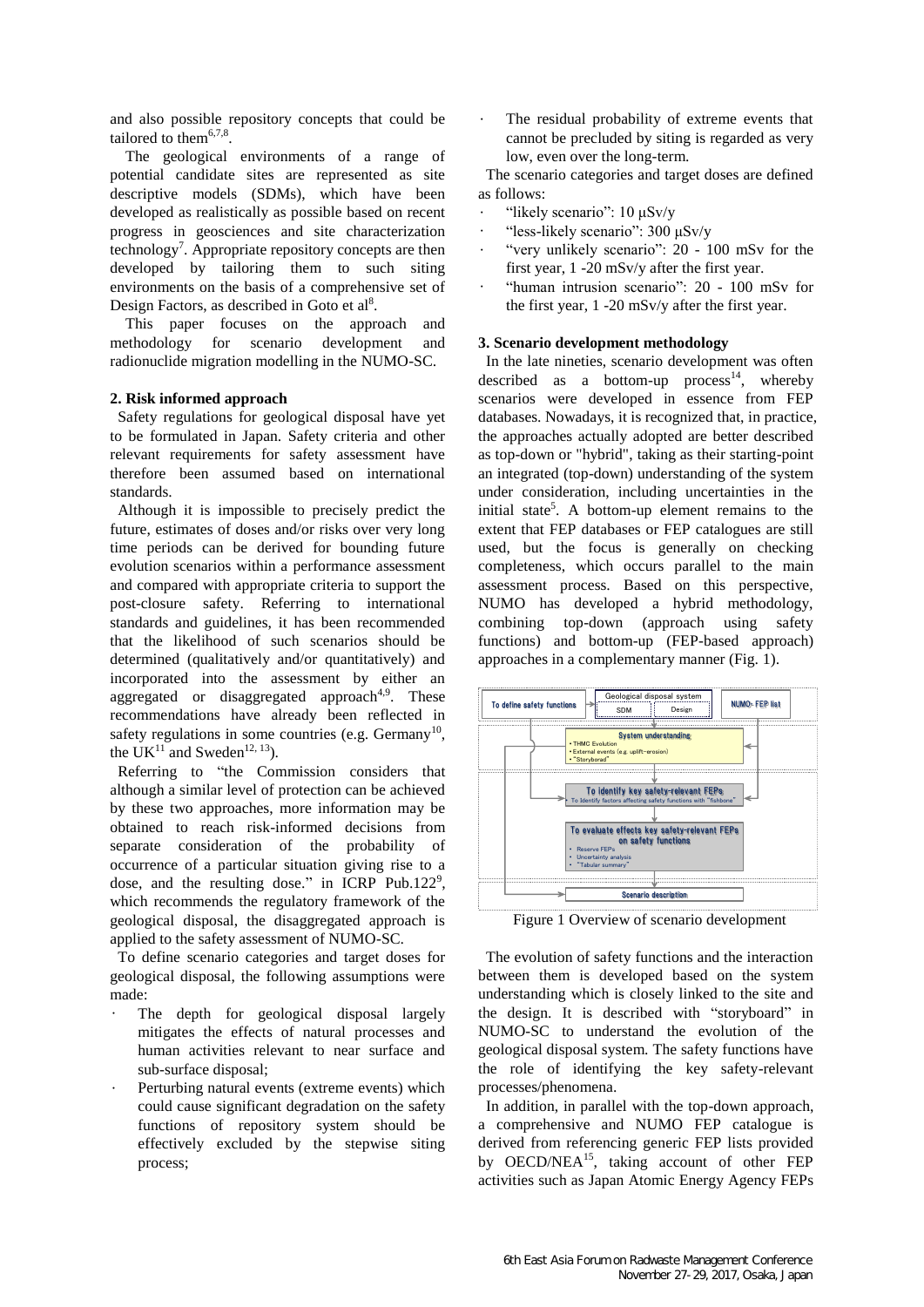and also possible repository concepts that could be tailored to them[6,7,8].

The geological environments of a range of potential candidate sites are represented as site descriptive models (SDMs), which have been developed as realistically as possible based on recent progress in geosciences and site characterization technology[7]. Appropriate repository concepts are then developed by tailoring them to such siting environments on the basis of a comprehensive set of Design Factors, as described in Goto et al[8].

This paper focuses on the approach and methodology for scenario development and radionuclide migration modelling in the NUMO-SC.

## 2. Risk informed approach

Safety regulations for geological disposal have yet to be formulated in Japan. Safety criteria and other relevant requirements for safety assessment have therefore been assumed based on international standards.

Although it is impossible to precisely predict the future, estimates of doses and/or risks over very long time periods can be derived for bounding future evolution scenarios within a performance assessment and compared with appropriate criteria to support the post-closure safety. Referring to international standards and guidelines, it has been recommended that the likelihood of such scenarios should be determined (qualitatively and/or quantitatively) and incorporated into the assessment by either an aggregated or disaggregated approach[4,9]. These recommendations have already been reflected in safety regulations in some countries (e.g. Germany[10], the UK[11] and Sweden[12, 13]).

Referring to "the Commission considers that although a similar level of protection can be achieved by these two approaches, more information may be obtained to reach risk-informed decisions from separate consideration of the probability of occurrence of a particular situation giving rise to a dose, and the resulting dose." in ICRP Pub.122[9], which recommends the regulatory framework of the geological disposal, the disaggregated approach is applied to the safety assessment of NUMO-SC.

To define scenario categories and target doses for geological disposal, the following assumptions were made:

- The depth for geological disposal largely mitigates the effects of natural processes and human activities relevant to near surface and sub-surface disposal;
- Perturbing natural events (extreme events) which could cause significant degradation on the safety functions of repository system should be effectively excluded by the stepwise siting process;
- The residual probability of extreme events that cannot be precluded by siting is regarded as very low, even over the long-term.

The scenario categories and target doses are defined as follows:

- "likely scenario": 10 μSv/y
- "less-likely scenario": 300 μSv/y
- "very unlikely scenario": 20 - 100 mSv for the first year, 1 -20 mSv/y after the first year.
- "human intrusion scenario": 20 - 100 mSv for the first year, 1 -20 mSv/y after the first year.

## 3. Scenario development methodology

In the late nineties, scenario development was often described as a bottom-up process[14], whereby scenarios were developed in essence from FEP databases. Nowadays, it is recognized that, in practice, the approaches actually adopted are better described as top-down or "hybrid", taking as their starting-point an integrated (top-down) understanding of the system under consideration, including uncertainties in the initial state[5]. A bottom-up element remains to the extent that FEP databases or FEP catalogues are still used, but the focus is generally on checking completeness, which occurs parallel to the main assessment process. Based on this perspective, NUMO has developed a hybrid methodology, combining top-down (approach using safety functions) and bottom-up (FEP-based approach) approaches in a complementary manner (Fig. 1).

Figure 1 Overview of scenario development

The evolution of safety functions and the interaction between them is developed based on the system understanding which is closely linked to the site and the design. It is described with "storyboard" in NUMO-SC to understand the evolution of the geological disposal system. The safety functions have the role of identifying the key safety-relevant processes/phenomena.

In addition, in parallel with the top-down approach, a comprehensive and NUMO FEP catalogue is derived from referencing generic FEP lists provided by OECD/NEA[15], taking account of other FEP activities such as Japan Atomic Energy Agency FEPs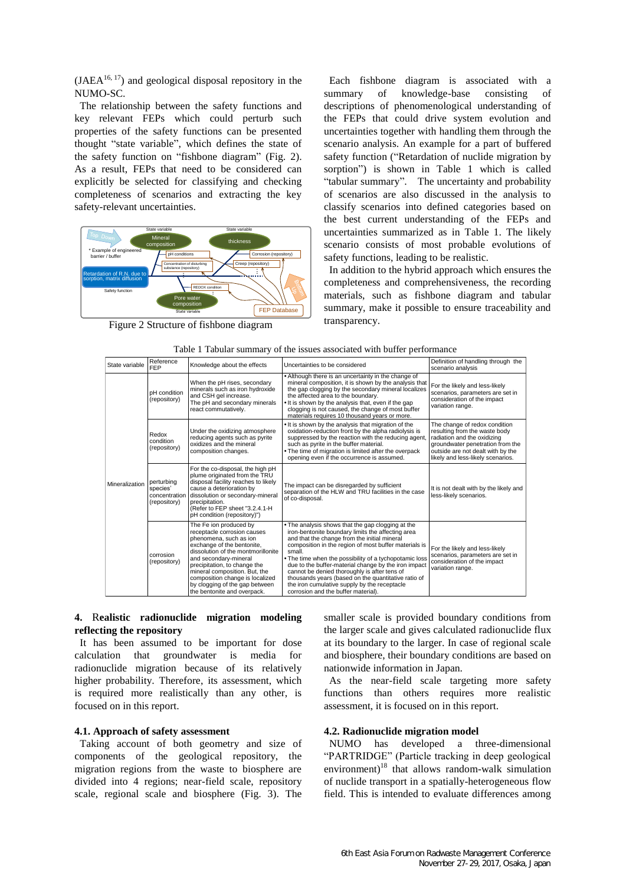(JAEA[16, 17]) and geological disposal repository in the NUMO-SC.

The relationship between the safety functions and key relevant FEPs which could perturb such properties of the safety functions can be presented thought "state variable", which defines the state of the safety function on "fishbone diagram" (Fig. 2). As a result, FEPs that need to be considered can explicitly be selected for classifying and checking completeness of scenarios and extracting the key safety-relevant uncertainties.

Figure 2 Structure of fishbone diagram

Each fishbone diagram is associated with a summary of knowledge-base consisting of descriptions of phenomenological understanding of the FEPs that could drive system evolution and uncertainties together with handling them through the scenario analysis. An example for a part of buffered safety function ("Retardation of nuclide migration by sorption") is shown in Table 1 which is called "tabular summary". The uncertainty and probability of scenarios are also discussed in the analysis to classify scenarios into defined categories based on the best current understanding of the FEPs and uncertainties summarized as in Table 1. The likely scenario consists of most probable evolutions of safety functions, leading to be realistic.

In addition to the hybrid approach which ensures the completeness and comprehensiveness, the recording materials, such as fishbone diagram and tabular summary, make it possible to ensure traceability and transparency.

Table 1 Tabular summary of the issues associated with buffer performance

| State variable | Reference FEP | Knowledge about the effects | Uncertainties to be considered | Definition of handling through the scenario analysis |
|---|---|---|---|---|
| Mineralization | pH condition (repository) | When the pH rises, secondary minerals such as iron hydroxide and CSH gel increase. The pH and secondary minerals react commutatively. | • Although there is an uncertainty in the change of mineral composition, it is shown by the analysis that the gap clogging by the secondary mineral localizes the affected area to the boundary. • It is shown by the analysis that, even if the gap clogging is not caused, the change of most buffer materials requires 10 thousand years or more. | For the likely and less-likely scenarios, parameters are set in consideration of the impact variation range. |
| | Redox condition (repository) | Under the oxidizing atmosphere reducing agents such as pyrite oxidizes and the mineral composition changes. | • It is shown by the analysis that migration of the oxidation-reduction front by the alpha radiolysis is suppressed by the reaction with the reducing agent, such as pyrite in the buffer material. • The time of migration is limited after the overpack opening even if the occurrence is assumed. | The change of redox condition resulting from the waste body radiation and the oxidizing groundwater penetration from the outside are not dealt with by the likely and less-likely scenarios. |
| | perturbing species' concentration (repository) | For the co-disposal, the high pH plume originated from the TRU disposal facility reaches to likely cause a deterioration by dissolution or secondary-mineral precipitation. (Refer to FEP sheet "3.2.4.1-H pH condition (repository)") | The impact can be disregarded by sufficient separation of the HLW and TRU facilities in the case of co-disposal. | It is not dealt with by the likely and less-likely scenarios. |
| | corrosion (repository) | The Fe ion produced by receptacle corrosion causes phenomena, such as ion exchange of the bentonite, dissolution of the montmorillonite and secondary-mineral precipitation, to change the mineral composition. But, the composition change is localized by clogging of the gap between the bentonite and overpack. | • The analysis shows that the gap clogging at the iron-bentonite boundary limits the affecting area and that the change from the initial mineral composition in the region of most buffer materials is small. • The time when the possibility of a tychopotamic loss due to the buffer-material change by the iron impact cannot be denied thoroughly is after tens of thousands years (based on the quantitative ratio of the iron cumulative supply by the receptacle corrosion and the buffer material). | For the likely and less-likely scenarios, parameters are set in consideration of the impact variation range. |

## 4. Realistic radionuclide migration modeling reflecting the repository

It has been assumed to be important for dose calculation that groundwater is media for radionuclide migration because of its relatively higher probability. Therefore, its assessment, which is required more realistically than any other, is focused on in this report.

### 4.1. Approach of safety assessment

Taking account of both geometry and size of components of the geological repository, the migration regions from the waste to biosphere are divided into 4 regions; near-field scale, repository scale, regional scale and biosphere (Fig. 3). The smaller scale is provided boundary conditions from the larger scale and gives calculated radionuclide flux at its boundary to the larger. In case of regional scale and biosphere, their boundary conditions are based on nationwide information in Japan.

As the near-field scale targeting more safety functions than others requires more realistic assessment, it is focused on in this report.

### 4.2. Radionuclide migration model

NUMO has developed a three-dimensional "PARTRIDGE" (Particle tracking in deep geological environment)[18] that allows random-walk simulation of nuclide transport in a spatially-heterogeneous flow field. This is intended to evaluate differences among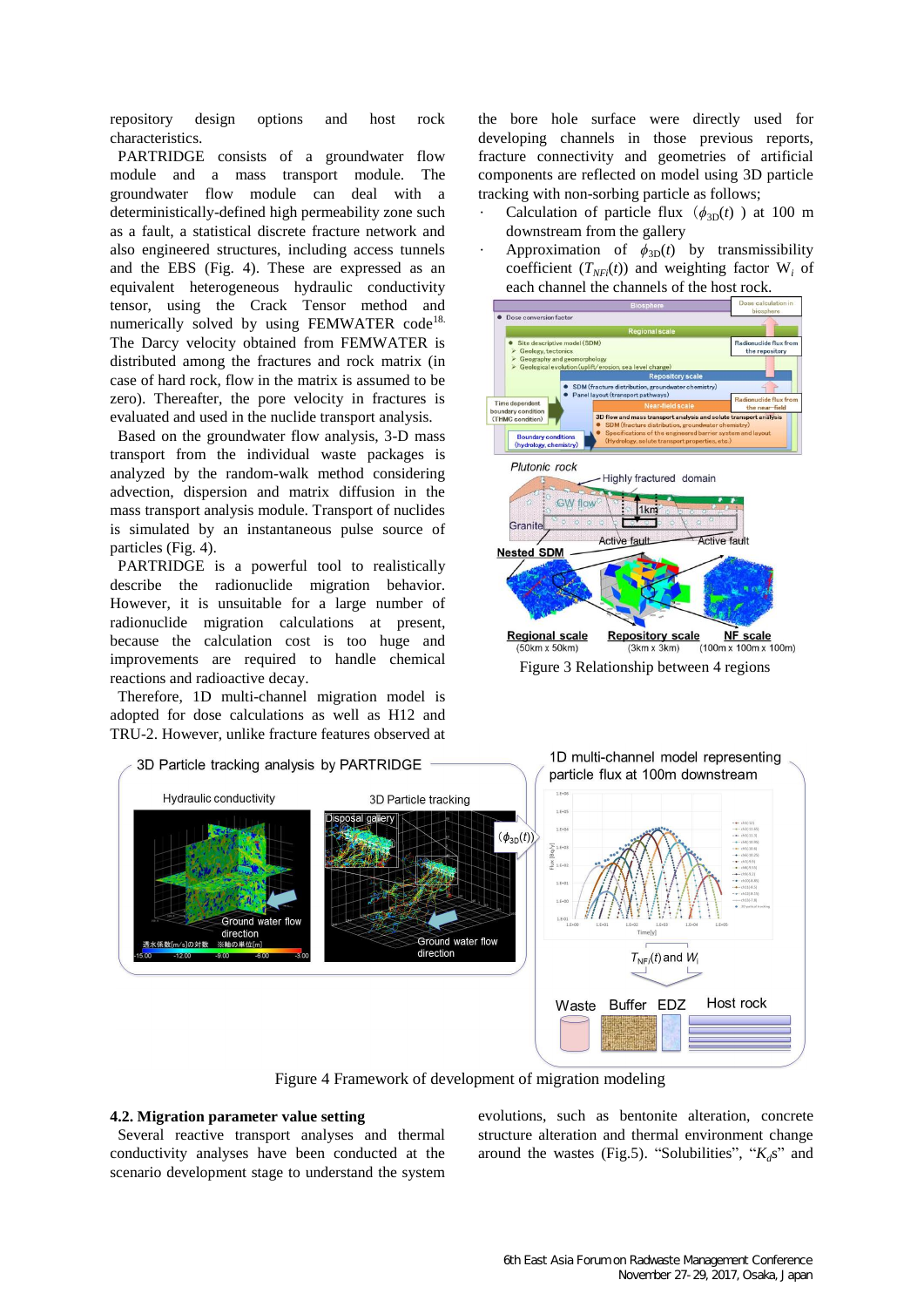repository design options and host rock characteristics.

PARTRIDGE consists of a groundwater flow module and a mass transport module. The groundwater flow module can deal with a deterministically-defined high permeability zone such as a fault, a statistical discrete fracture network and also engineered structures, including access tunnels and the EBS (Fig. 4). These are expressed as an equivalent heterogeneous hydraulic conductivity tensor, using the Crack Tensor method and numerically solved by using FEMWATER code[18]. The Darcy velocity obtained from FEMWATER is distributed among the fractures and rock matrix (in case of hard rock, flow in the matrix is assumed to be zero). Thereafter, the pore velocity in fractures is evaluated and used in the nuclide transport analysis.

Based on the groundwater flow analysis, 3-D mass transport from the individual waste packages is analyzed by the random-walk method considering advection, dispersion and matrix diffusion in the mass transport analysis module. Transport of nuclides is simulated by an instantaneous pulse source of particles (Fig. 4).

PARTRIDGE is a powerful tool to realistically describe the radionuclide migration behavior. However, it is unsuitable for a large number of radionuclide migration calculations at present, because the calculation cost is too huge and improvements are required to handle chemical reactions and radioactive decay.

Therefore, 1D multi-channel migration model is adopted for dose calculations as well as H12 and TRU-2. However, unlike fracture features observed at the bore hole surface were directly used for developing channels in those previous reports, fracture connectivity and geometries of artificial components are reflected on model using 3D particle tracking with non-sorbing particle as follows;

- Calculation of particle flux ($\phi_{3D}(t)$) at 100 m downstream from the gallery
- Approximation of $\phi_{3D}(t)$ by transmissibility coefficient ($T_{NFi}(t)$) and weighting factor $W_i$ of each channel the channels of the host rock.

Figure 3 Relationship between 4 regions

Figure 4 Framework of development of migration modeling

### 4.2. Migration parameter value setting

Several reactive transport analyses and thermal conductivity analyses have been conducted at the scenario development stage to understand the system evolutions, such as bentonite alteration, concrete structure alteration and thermal environment change around the wastes (Fig.5). "Solubilities", "$K_d$s" and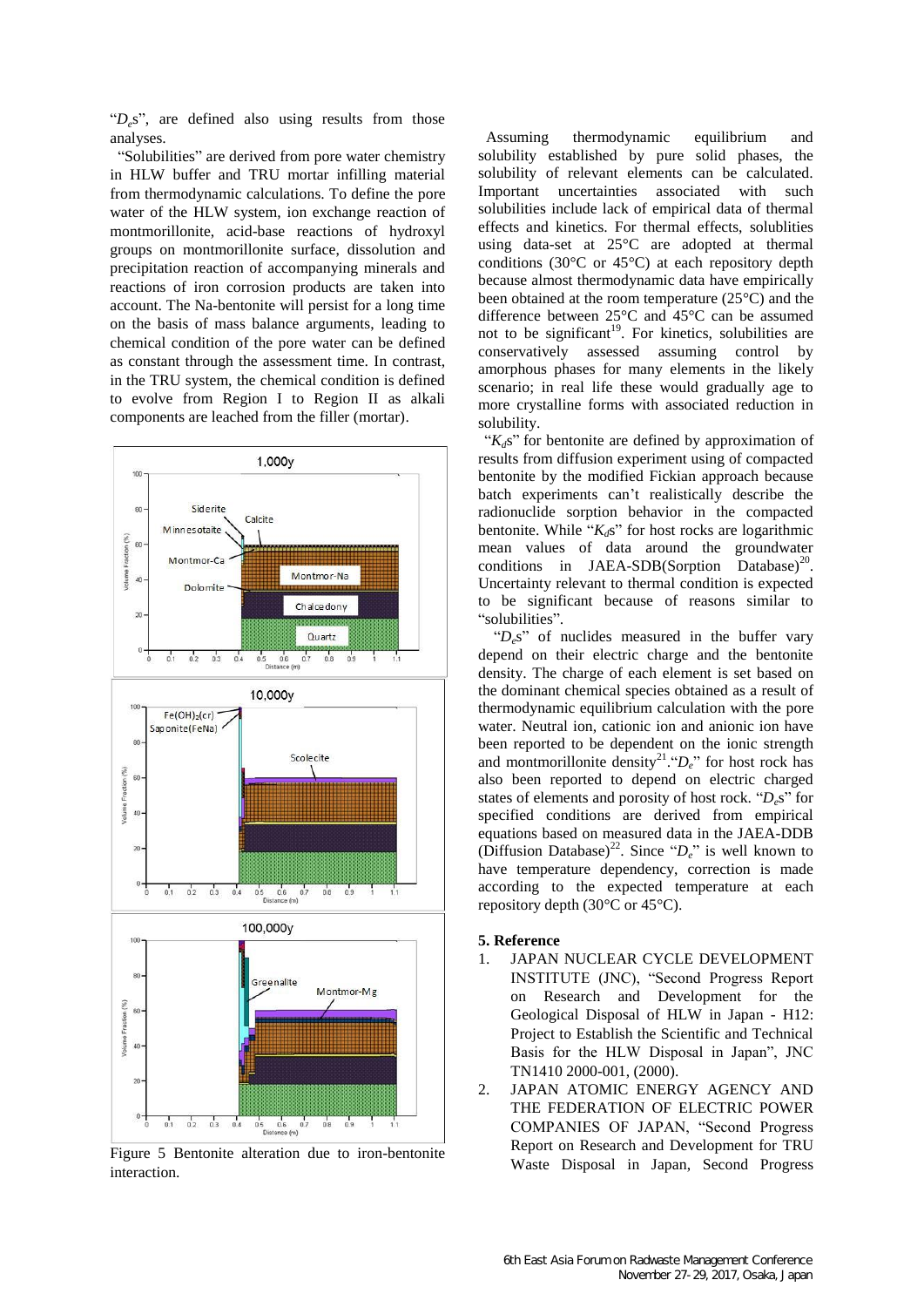"$D_e$s", are defined also using results from those analyses.

"Solubilities" are derived from pore water chemistry in HLW buffer and TRU mortar infilling material from thermodynamic calculations. To define the pore water of the HLW system, ion exchange reaction of montmorillonite, acid-base reactions of hydroxyl groups on montmorillonite surface, dissolution and precipitation reaction of accompanying minerals and reactions of iron corrosion products are taken into account. The Na-bentonite will persist for a long time on the basis of mass balance arguments, leading to chemical condition of the pore water can be defined as constant through the assessment time. In contrast, in the TRU system, the chemical condition is defined to evolve from Region I to Region II as alkali components are leached from the filler (mortar).

Figure 5 Bentonite alteration due to iron-bentonite interaction.

Assuming thermodynamic equilibrium and solubility established by pure solid phases, the solubility of relevant elements can be calculated. Important uncertainties associated with such solubilities include lack of empirical data of thermal effects and kinetics. For thermal effects, solublities using data-set at 25°C are adopted at thermal conditions (30°C or 45°C) at each repository depth because almost thermodynamic data have empirically been obtained at the room temperature (25°C) and the difference between 25°C and 45°C can be assumed not to be significant[19]. For kinetics, solubilities are conservatively assessed assuming control by amorphous phases for many elements in the likely scenario; in real life these would gradually age to more crystalline forms with associated reduction in solubility.

"$K_d$s" for bentonite are defined by approximation of results from diffusion experiment using of compacted bentonite by the modified Fickian approach because batch experiments can't realistically describe the radionuclide sorption behavior in the compacted bentonite. While "$K_d$s" for host rocks are logarithmic mean values of data around the groundwater conditions in JAEA-SDB(Sorption Database)[20]. Uncertainty relevant to thermal condition is expected to be significant because of reasons similar to "solubilities".

"$D_e$s" of nuclides measured in the buffer vary depend on their electric charge and the bentonite density. The charge of each element is set based on the dominant chemical species obtained as a result of thermodynamic equilibrium calculation with the pore water. Neutral ion, cationic ion and anionic ion have been reported to be dependent on the ionic strength and montmorillonite density[21]."$D_e$" for host rock has also been reported to depend on electric charged states of elements and porosity of host rock. "$D_e$s" for specified conditions are derived from empirical equations based on measured data in the JAEA-DDB (Diffusion Database)[22]. Since "$D_e$" is well known to have temperature dependency, correction is made according to the expected temperature at each repository depth (30°C or 45°C).

### 5. Reference

1. JAPAN NUCLEAR CYCLE DEVELOPMENT INSTITUTE (JNC), "Second Progress Report on Research and Development for the Geological Disposal of HLW in Japan - H12: Project to Establish the Scientific and Technical Basis for the HLW Disposal in Japan", JNC TN1410 2000-001, (2000).
2. JAPAN ATOMIC ENERGY AGENCY AND THE FEDERATION OF ELECTRIC POWER COMPANIES OF JAPAN, "Second Progress Report on Research and Development for TRU Waste Disposal in Japan, Second Progress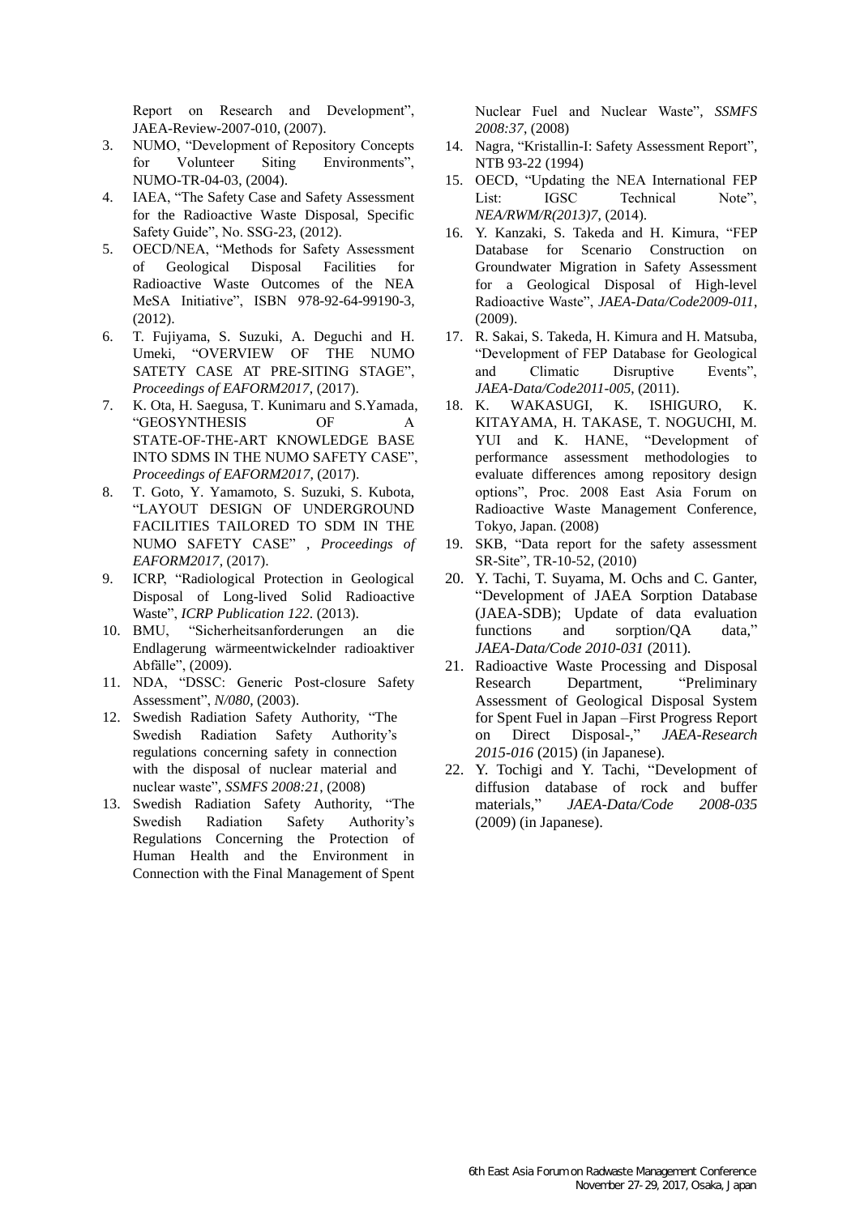Report on Research and Development", JAEA-Review-2007-010, (2007).

3. NUMO, "Development of Repository Concepts for Volunteer Siting Environments", NUMO-TR-04-03, (2004).
4. IAEA, "The Safety Case and Safety Assessment for the Radioactive Waste Disposal, Specific Safety Guide", No. SSG-23, (2012).
5. OECD/NEA, "Methods for Safety Assessment of Geological Disposal Facilities for Radioactive Waste Outcomes of the NEA MeSA Initiative", ISBN 978-92-64-99190-3, (2012).
6. T. Fujiyama, S. Suzuki, A. Deguchi and H. Umeki, "OVERVIEW OF THE NUMO SATETY CASE AT PRE-SITING STAGE", *Proceedings of EAFORM2017*, (2017).
7. K. Ota, H. Saegusa, T. Kunimaru and S.Yamada, "GEOSYNTHESIS OF A STATE-OF-THE-ART KNOWLEDGE BASE INTO SDMS IN THE NUMO SAFETY CASE", *Proceedings of EAFORM2017*, (2017).
8. T. Goto, Y. Yamamoto, S. Suzuki, S. Kubota, "LAYOUT DESIGN OF UNDERGROUND FACILITIES TAILORED TO SDM IN THE NUMO SAFETY CASE" , *Proceedings of EAFORM2017*, (2017).
9. ICRP, "Radiological Protection in Geological Disposal of Long-lived Solid Radioactive Waste", *ICRP Publication 122*. (2013).
10. BMU, "Sicherheitsanforderungen an die Endlagerung wärmeentwickelnder radioaktiver Abfälle", (2009).
11. NDA, "DSSC: Generic Post-closure Safety Assessment", *N/080*, (2003).
12. Swedish Radiation Safety Authority, "The Swedish Radiation Safety Authority's regulations concerning safety in connection with the disposal of nuclear material and nuclear waste", *SSMFS 2008:21*, (2008)
13. Swedish Radiation Safety Authority, "The Swedish Radiation Safety Authority's Regulations Concerning the Protection of Human Health and the Environment in Connection with the Final Management of Spent Nuclear Fuel and Nuclear Waste", *SSMFS 2008:37*, (2008)
14. Nagra, "Kristallin-I: Safety Assessment Report", NTB 93-22 (1994)
15. OECD, "Updating the NEA International FEP List: IGSC Technical Note", *NEA/RWM/R(2013)7*, (2014).
16. Y. Kanzaki, S. Takeda and H. Kimura, "FEP Database for Scenario Construction on Groundwater Migration in Safety Assessment for a Geological Disposal of High-level Radioactive Waste", *JAEA-Data/Code2009-011*, (2009).
17. R. Sakai, S. Takeda, H. Kimura and H. Matsuba, "Development of FEP Database for Geological and Climatic Disruptive Events", *JAEA-Data/Code2011-005*, (2011).
18. K. WAKASUGI, K. ISHIGURO, K. KITAYAMA, H. TAKASE, T. NOGUCHI, M. YUI and K. HANE, "Development of performance assessment methodologies to evaluate differences among repository design options", Proc. 2008 East Asia Forum on Radioactive Waste Management Conference, Tokyo, Japan. (2008)
19. SKB, "Data report for the safety assessment SR-Site", TR-10-52, (2010)
20. Y. Tachi, T. Suyama, M. Ochs and C. Ganter, "Development of JAEA Sorption Database (JAEA-SDB); Update of data evaluation functions and sorption/QA data," *JAEA-Data/Code 2010-031* (2011).
21. Radioactive Waste Processing and Disposal Research Department, "Preliminary Assessment of Geological Disposal System for Spent Fuel in Japan –First Progress Report on Direct Disposal-," *JAEA-Research 2015-016* (2015) (in Japanese).
22. Y. Tochigi and Y. Tachi, "Development of diffusion database of rock and buffer materials," *JAEA-Data/Code 2008-035* (2009) (in Japanese).